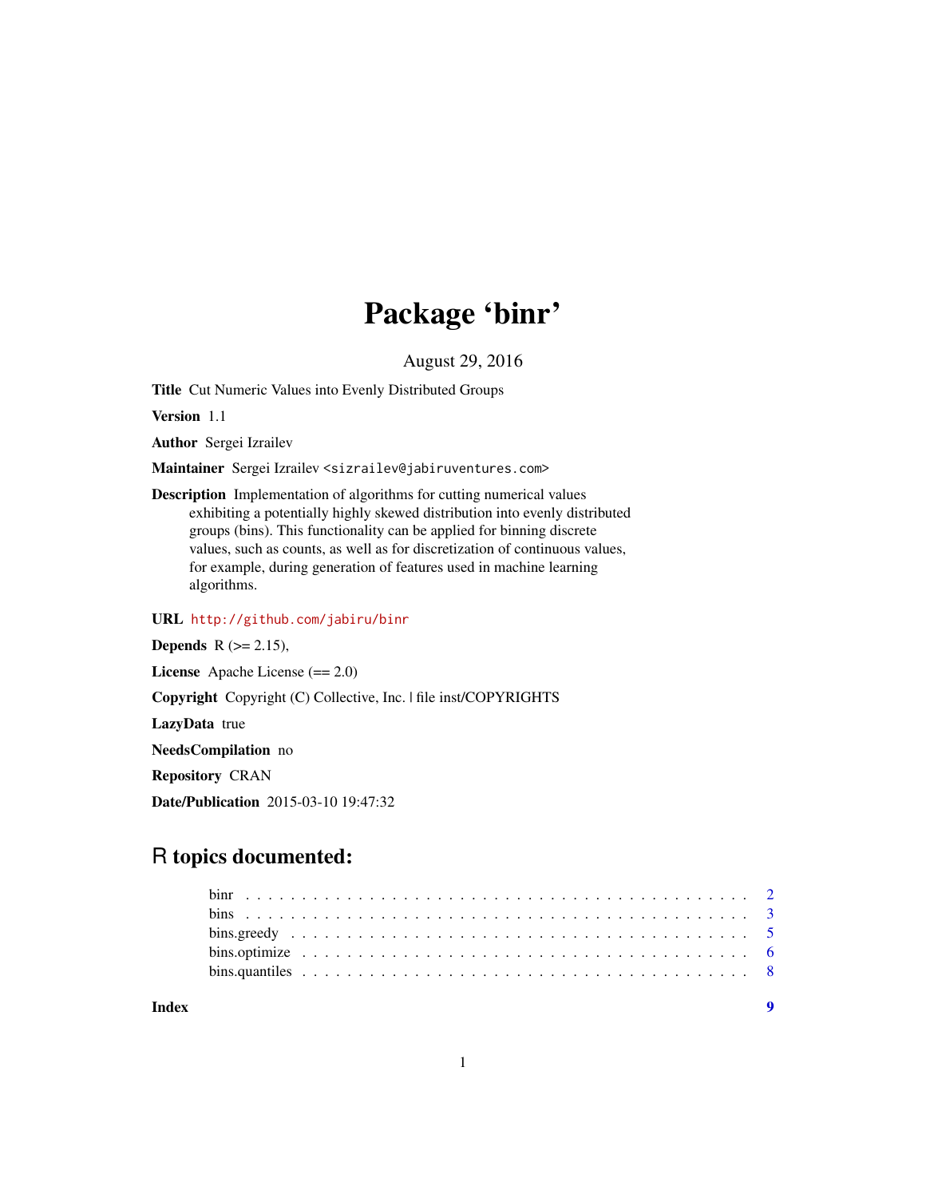# Package 'binr'

August 29, 2016

**Title** Cut Numeric Values into Evenly Distributed Groups

**Version** 1.1

**Author** Sergei Izrailev

**Maintainer** Sergei Izrailev <sizrailev@jabiruventures.com>

**Description** Implementation of algorithms for cutting numerical values exhibiting a potentially highly skewed distribution into evenly distributed groups (bins). This functionality can be applied for binning discrete values, such as counts, as well as for discretization of continuous values, for example, during generation of features used in machine learning algorithms.

**URL** http://github.com/jabiru/binr

**Depends** R (>= 2.15),

**License** Apache License (== 2.0)

**Copyright** Copyright (C) Collective, Inc. | file inst/COPYRIGHTS

**LazyData** true

**NeedsCompilation** no

**Repository** CRAN

**Date/Publication** 2015-03-10 19:47:32

## R topics documented:

- binr . . . . . . . . . . . . . . . . . . . . . . . . . . . . . . . . . . . . . . . . . . . 2
- bins . . . . . . . . . . . . . . . . . . . . . . . . . . . . . . . . . . . . . . . . . . . 3
- bins.greedy . . . . . . . . . . . . . . . . . . . . . . . . . . . . . . . . . . . . . . . 5
- bins.optimize . . . . . . . . . . . . . . . . . . . . . . . . . . . . . . . . . . . . . . 6
- bins.quantiles . . . . . . . . . . . . . . . . . . . . . . . . . . . . . . . . . . . . . . 8

**Index** 9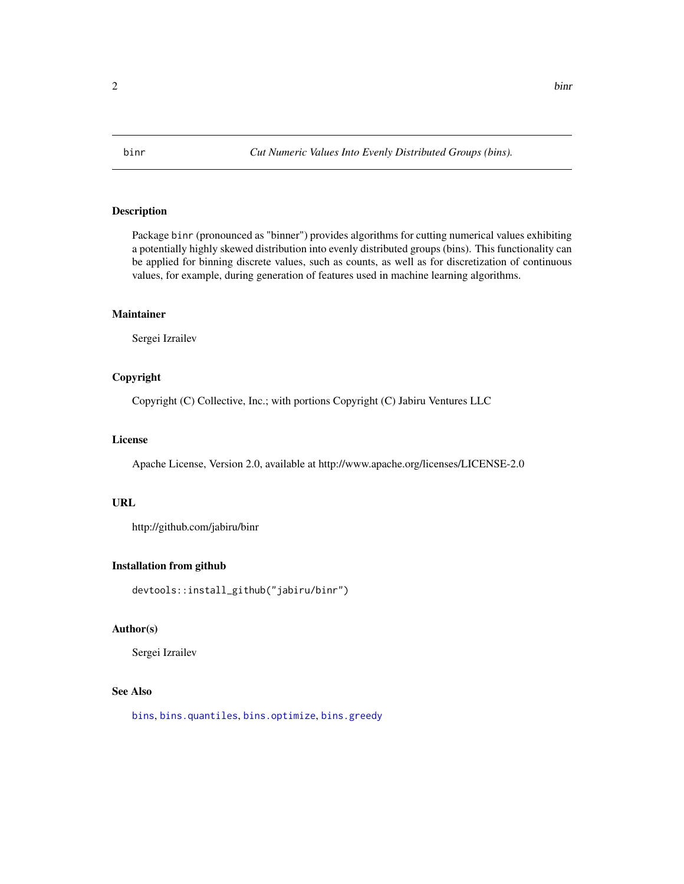binr — *Cut Numeric Values Into Evenly Distributed Groups (bins).*

### Description

Package `binr` (pronounced as "binner") provides algorithms for cutting numerical values exhibiting a potentially highly skewed distribution into evenly distributed groups (bins). This functionality can be applied for binning discrete values, such as counts, as well as for discretization of continuous values, for example, during generation of features used in machine learning algorithms.

### Maintainer

Sergei Izrailev

### Copyright

Copyright (C) Collective, Inc.; with portions Copyright (C) Jabiru Ventures LLC

### License

Apache License, Version 2.0, available at http://www.apache.org/licenses/LICENSE-2.0

### URL

http://github.com/jabiru/binr

### Installation from github

```
devtools::install_github("jabiru/binr")
```

### Author(s)

Sergei Izrailev

### See Also

`bins`, `bins.quantiles`, `bins.optimize`, `bins.greedy`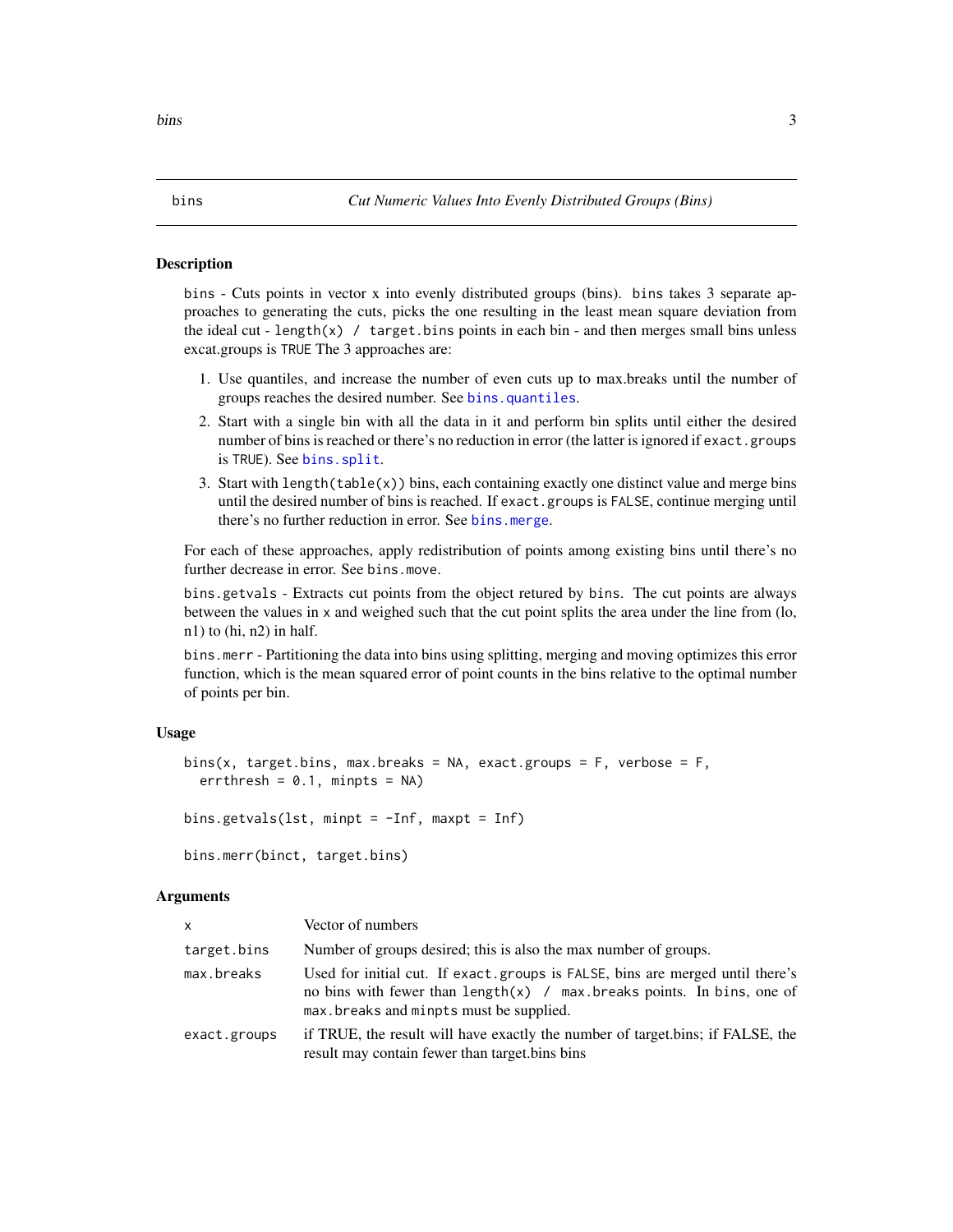bins — *Cut Numeric Values Into Evenly Distributed Groups (Bins)*

## Description

bins - Cuts points in vector x into evenly distributed groups (bins). bins takes 3 separate approaches to generating the cuts, picks the one resulting in the least mean square deviation from the ideal cut - `length(x) / target.bins` points in each bin - and then merges small bins unless excat.groups is `TRUE` The 3 approaches are:

1. Use quantiles, and increase the number of even cuts up to max.breaks until the number of groups reaches the desired number. See `bins.quantiles`.
2. Start with a single bin with all the data in it and perform bin splits until either the desired number of bins is reached or there's no reduction in error (the latter is ignored if `exact.groups` is `TRUE`). See `bins.split`.
3. Start with `length(table(x))` bins, each containing exactly one distinct value and merge bins until the desired number of bins is reached. If `exact.groups` is `FALSE`, continue merging until there's no further reduction in error. See `bins.merge`.

For each of these approaches, apply redistribution of points among existing bins until there's no further decrease in error. See `bins.move`.

`bins.getvals` - Extracts cut points from the object retured by `bins`. The cut points are always between the values in x and weighed such that the cut point splits the area under the line from (lo, n1) to (hi, n2) in half.

`bins.merr` - Partitioning the data into bins using splitting, merging and moving optimizes this error function, which is the mean squared error of point counts in the bins relative to the optimal number of points per bin.

## Usage

```
bins(x, target.bins, max.breaks = NA, exact.groups = F, verbose = F,
  errthresh = 0.1, minpts = NA)

bins.getvals(lst, minpt = -Inf, maxpt = Inf)

bins.merr(binct, target.bins)
```

## Arguments

| | |
|---|---|
| `x` | Vector of numbers |
| `target.bins` | Number of groups desired; this is also the max number of groups. |
| `max.breaks` | Used for initial cut. If `exact.groups` is `FALSE`, bins are merged until there's no bins with fewer than `length(x) / max.breaks` points. In bins, one of `max.breaks` and `minpts` must be supplied. |
| `exact.groups` | if TRUE, the result will have exactly the number of target.bins; if FALSE, the result may contain fewer than target.bins bins |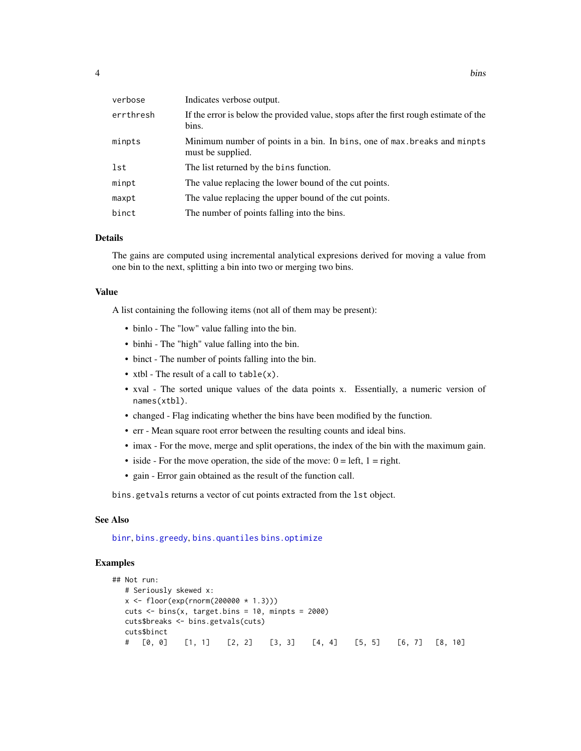| | |
|---|---|
| verbose | Indicates verbose output. |
| errthresh | If the error is below the provided value, stops after the first rough estimate of the bins. |
| minpts | Minimum number of points in a bin. In bins, one of max.breaks and minpts must be supplied. |
| lst | The list returned by the bins function. |
| minpt | The value replacing the lower bound of the cut points. |
| maxpt | The value replacing the upper bound of the cut points. |
| binct | The number of points falling into the bins. |

### Details

The gains are computed using incremental analytical expresions derived for moving a value from one bin to the next, splitting a bin into two or merging two bins.

### Value

A list containing the following items (not all of them may be present):

- binlo - The "low" value falling into the bin.
- binhi - The "high" value falling into the bin.
- binct - The number of points falling into the bin.
- xtbl - The result of a call to `table(x)`.
- xval - The sorted unique values of the data points x. Essentially, a numeric version of `names(xtbl)`.
- changed - Flag indicating whether the bins have been modified by the function.
- err - Mean square root error between the resulting counts and ideal bins.
- imax - For the move, merge and split operations, the index of the bin with the maximum gain.
- iside - For the move operation, the side of the move: 0 = left, 1 = right.
- gain - Error gain obtained as the result of the function call.

`bins.getvals` returns a vector of cut points extracted from the `lst` object.

### See Also

binr, bins.greedy, bins.quantiles bins.optimize

### Examples

```
## Not run:
   # Seriously skewed x:
   x <- floor(exp(rnorm(200000 * 1.3)))
   cuts <- bins(x, target.bins = 10, minpts = 2000)
   cuts$breaks <- bins.getvals(cuts)
   cuts$binct
   #   [0, 0]    [1, 1]    [2, 2]    [3, 3]    [4, 4]    [5, 5]    [6, 7]   [8, 10]
```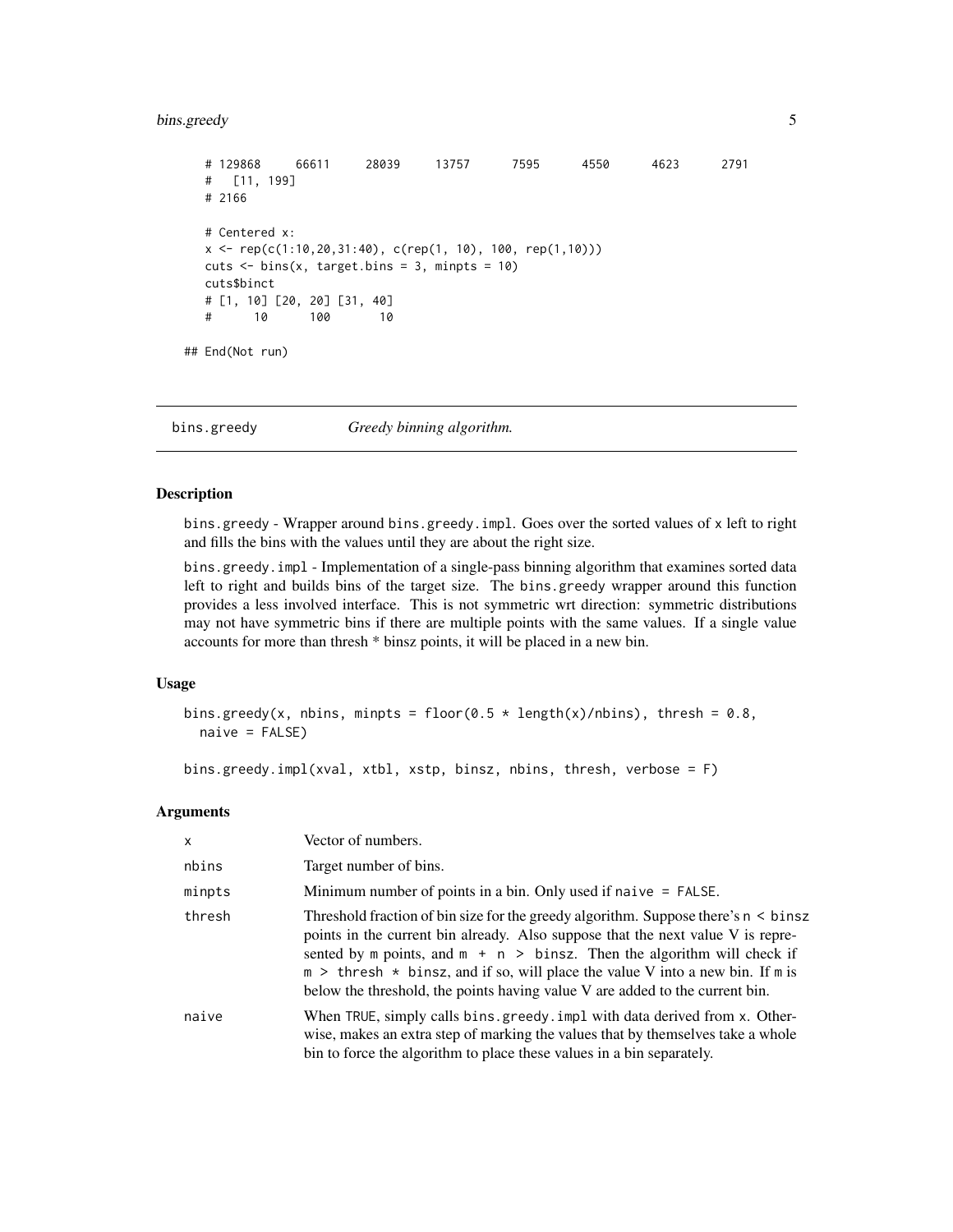```
    # 129868    66611     28039     13757      7595      4550      4623      2791
    #   [11, 199]
    # 2166

    # Centered x:
    x <- rep(c(1:10,20,31:40), c(rep(1, 10), 100, rep(1,10)))
    cuts <- bins(x, target.bins = 3, minpts = 10)
    cuts$binct
    # [1, 10] [20, 20] [31, 40]
    #      10      100       10

## End(Not run)
```

---

## bins.greedy — *Greedy binning algorithm.*

### Description

`bins.greedy` - Wrapper around `bins.greedy.impl`. Goes over the sorted values of `x` left to right and fills the bins with the values until they are about the right size.

`bins.greedy.impl` - Implementation of a single-pass binning algorithm that examines sorted data left to right and builds bins of the target size. The `bins.greedy` wrapper around this function provides a less involved interface. This is not symmetric wrt direction: symmetric distributions may not have symmetric bins if there are multiple points with the same values. If a single value accounts for more than thresh * binsz points, it will be placed in a new bin.

### Usage

```
bins.greedy(x, nbins, minpts = floor(0.5 * length(x)/nbins), thresh = 0.8,
  naive = FALSE)

bins.greedy.impl(xval, xtbl, xstp, binsz, nbins, thresh, verbose = F)
```

### Arguments

| | |
|---|---|
| `x` | Vector of numbers. |
| `nbins` | Target number of bins. |
| `minpts` | Minimum number of points in a bin. Only used if `naive = FALSE`. |
| `thresh` | Threshold fraction of bin size for the greedy algorithm. Suppose there's `n < binsz` points in the current bin already. Also suppose that the next value V is represented by `m` points, and `m + n > binsz`. Then the algorithm will check if `m > thresh * binsz`, and if so, will place the value V into a new bin. If `m` is below the threshold, the points having value V are added to the current bin. |
| `naive` | When `TRUE`, simply calls `bins.greedy.impl` with data derived from `x`. Otherwise, makes an extra step of marking the values that by themselves take a whole bin to force the algorithm to place these values in a bin separately. |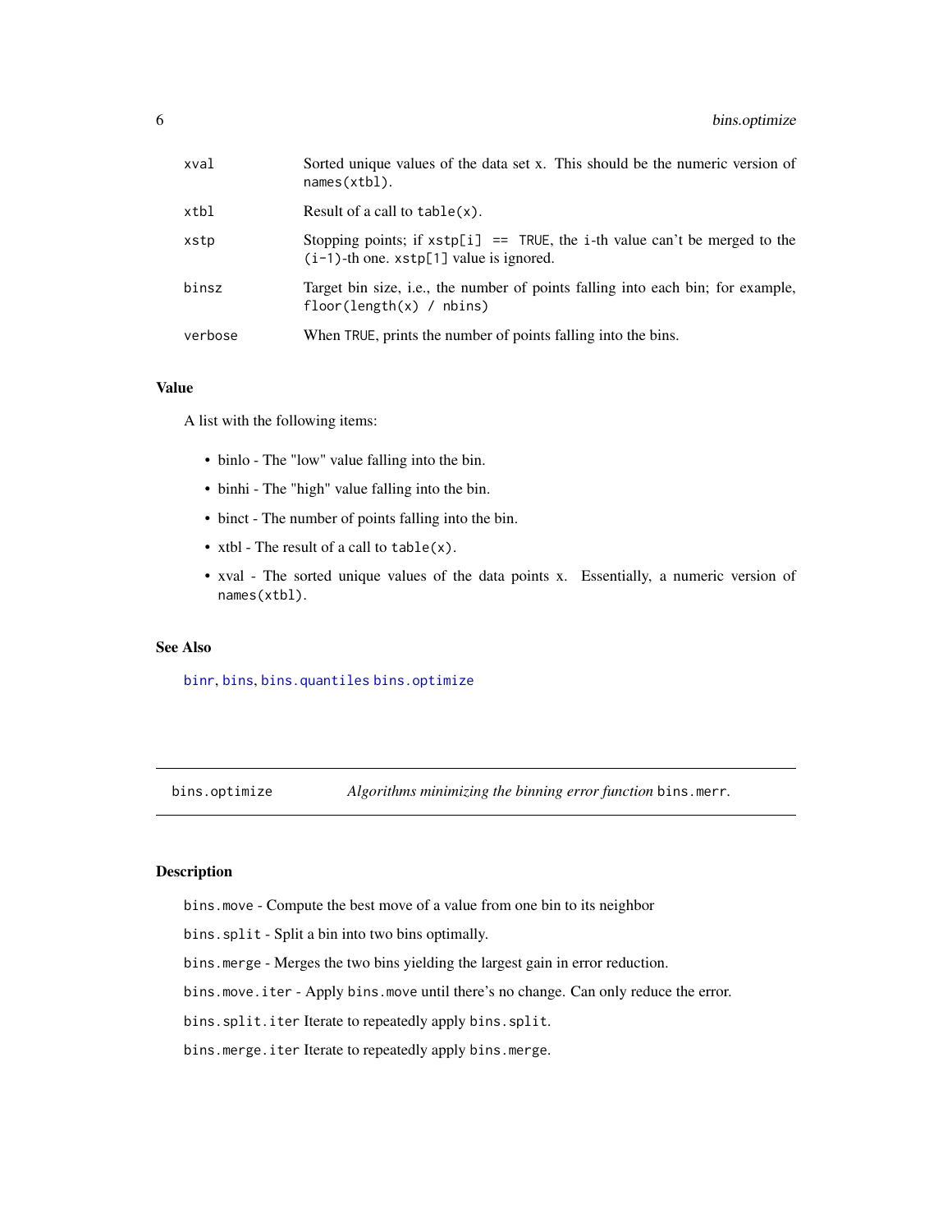| | |
|---|---|
| xval | Sorted unique values of the data set x. This should be the numeric version of `names(xtbl)`. |
| xtbl | Result of a call to `table(x)`. |
| xstp | Stopping points; if `xstp[i] == TRUE`, the i-th value can't be merged to the `(i-1)`-th one. `xstp[1]` value is ignored. |
| binsz | Target bin size, i.e., the number of points falling into each bin; for example, `floor(length(x) / nbins)` |
| verbose | When `TRUE`, prints the number of points falling into the bins. |

### Value

A list with the following items:

- binlo - The "low" value falling into the bin.
- binhi - The "high" value falling into the bin.
- binct - The number of points falling into the bin.
- xtbl - The result of a call to `table(x)`.
- xval - The sorted unique values of the data points x. Essentially, a numeric version of `names(xtbl)`.

### See Also

binr, bins, bins.quantiles bins.optimize

---

## bins.optimize — *Algorithms minimizing the binning error function* `bins.merr`.

### Description

`bins.move` - Compute the best move of a value from one bin to its neighbor

`bins.split` - Split a bin into two bins optimally.

`bins.merge` - Merges the two bins yielding the largest gain in error reduction.

`bins.move.iter` - Apply `bins.move` until there's no change. Can only reduce the error.

`bins.split.iter` Iterate to repeatedly apply `bins.split`.

`bins.merge.iter` Iterate to repeatedly apply `bins.merge`.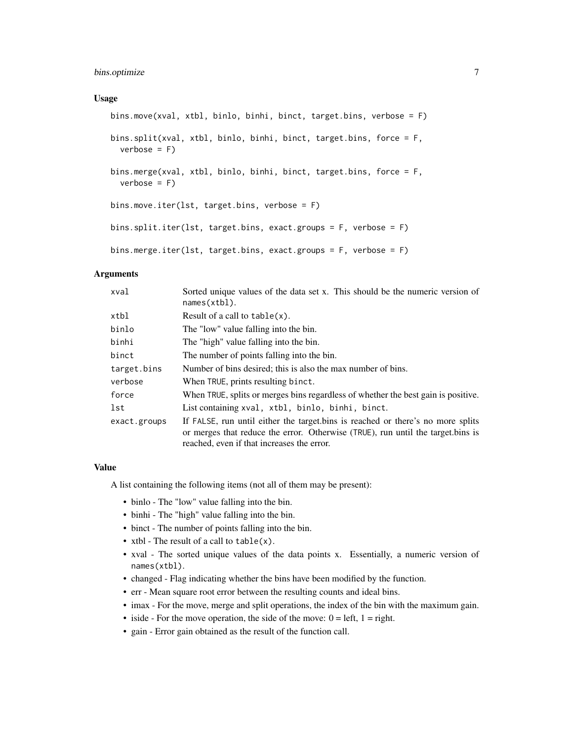### Usage

```
bins.move(xval, xtbl, binlo, binhi, binct, target.bins, verbose = F)

bins.split(xval, xtbl, binlo, binhi, binct, target.bins, force = F,
  verbose = F)

bins.merge(xval, xtbl, binlo, binhi, binct, target.bins, force = F,
  verbose = F)

bins.move.iter(lst, target.bins, verbose = F)

bins.split.iter(lst, target.bins, exact.groups = F, verbose = F)

bins.merge.iter(lst, target.bins, exact.groups = F, verbose = F)
```

### Arguments

| | |
|---|---|
| `xval` | Sorted unique values of the data set x. This should be the numeric version of `names(xtbl)`. |
| `xtbl` | Result of a call to `table(x)`. |
| `binlo` | The "low" value falling into the bin. |
| `binhi` | The "high" value falling into the bin. |
| `binct` | The number of points falling into the bin. |
| `target.bins` | Number of bins desired; this is also the max number of bins. |
| `verbose` | When `TRUE`, prints resulting `binct`. |
| `force` | When `TRUE`, splits or merges bins regardless of whether the best gain is positive. |
| `lst` | List containing `xval, xtbl, binlo, binhi, binct`. |
| `exact.groups` | If `FALSE`, run until either the target.bins is reached or there's no more splits or merges that reduce the error. Otherwise (`TRUE`), run until the target.bins is reached, even if that increases the error. |

### Value

A list containing the following items (not all of them may be present):

- binlo - The "low" value falling into the bin.
- binhi - The "high" value falling into the bin.
- binct - The number of points falling into the bin.
- xtbl - The result of a call to `table(x)`.
- xval - The sorted unique values of the data points x. Essentially, a numeric version of `names(xtbl)`.
- changed - Flag indicating whether the bins have been modified by the function.
- err - Mean square root error between the resulting counts and ideal bins.
- imax - For the move, merge and split operations, the index of the bin with the maximum gain.
- iside - For the move operation, the side of the move: 0 = left, 1 = right.
- gain - Error gain obtained as the result of the function call.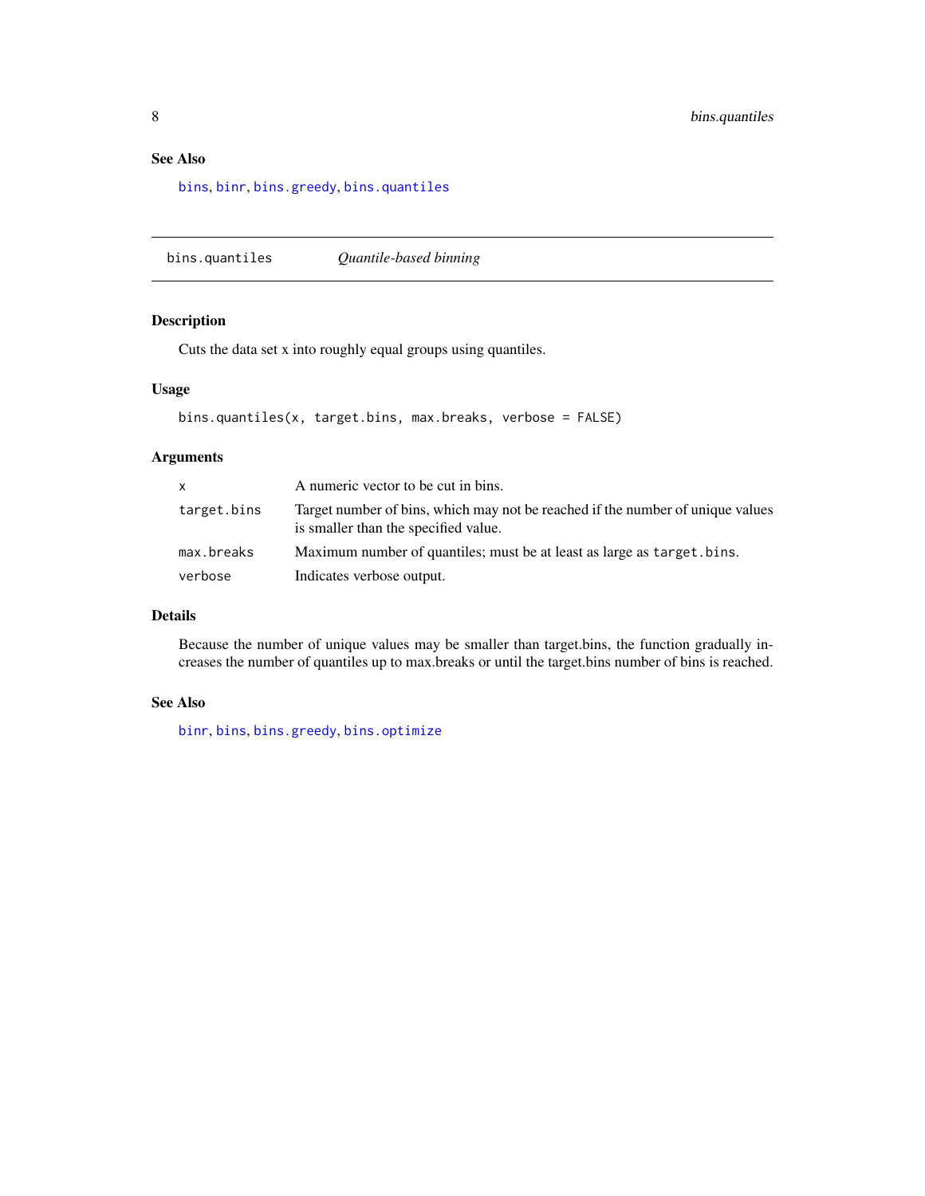## See Also

`bins`, `binr`, `bins.greedy`, `bins.quantiles`

---

# bins.quantiles *Quantile-based binning*

## Description

Cuts the data set x into roughly equal groups using quantiles.

## Usage

```
bins.quantiles(x, target.bins, max.breaks, verbose = FALSE)
```

## Arguments

| | |
|---|---|
| `x` | A numeric vector to be cut in bins. |
| `target.bins` | Target number of bins, which may not be reached if the number of unique values is smaller than the specified value. |
| `max.breaks` | Maximum number of quantiles; must be at least as large as `target.bins`. |
| `verbose` | Indicates verbose output. |

## Details

Because the number of unique values may be smaller than target.bins, the function gradually increases the number of quantiles up to max.breaks or until the target.bins number of bins is reached.

## See Also

`binr`, `bins`, `bins.greedy`, `bins.optimize`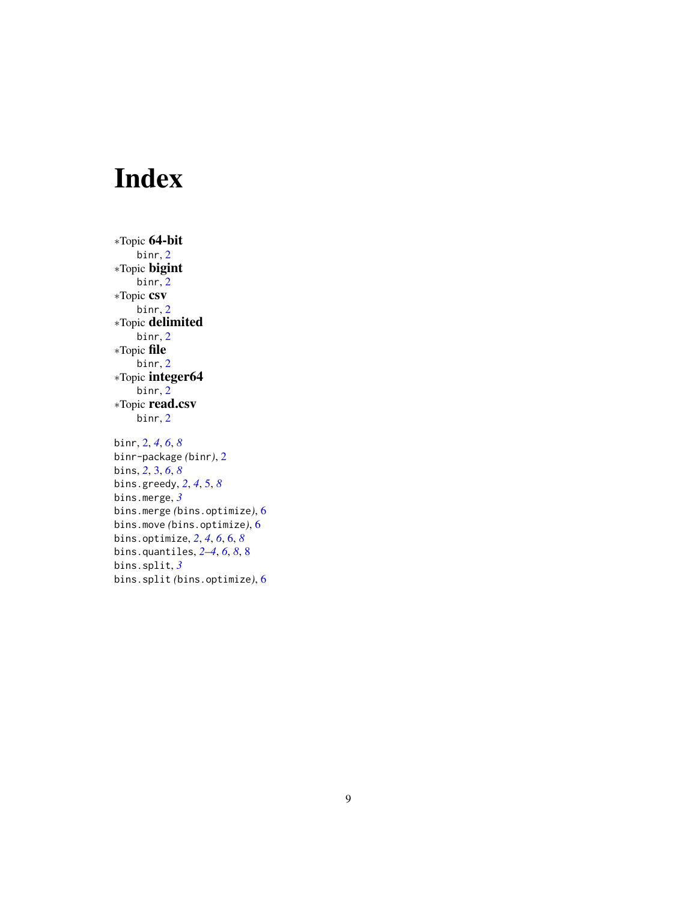# Index

*Topic **64-bit**
  binr, 2

*Topic **bigint**
  binr, 2

*Topic **csv**
  binr, 2

*Topic **delimited**
  binr, 2

*Topic **file**
  binr, 2

*Topic **integer64**
  binr, 2

*Topic **read.csv**
  binr, 2

binr, 2, *4*, *6*, *8*
binr-package *(*binr*)*, 2
bins, *2*, 3, *6*, *8*
bins.greedy, *2*, *4*, 5, *8*
bins.merge, *3*
bins.merge *(*bins.optimize*)*, 6
bins.move *(*bins.optimize*)*, 6
bins.optimize, *2*, *4*, *6*, 6, *8*
bins.quantiles, *2–4*, *6*, *8*, 8
bins.split, *3*
bins.split *(*bins.optimize*)*, 6